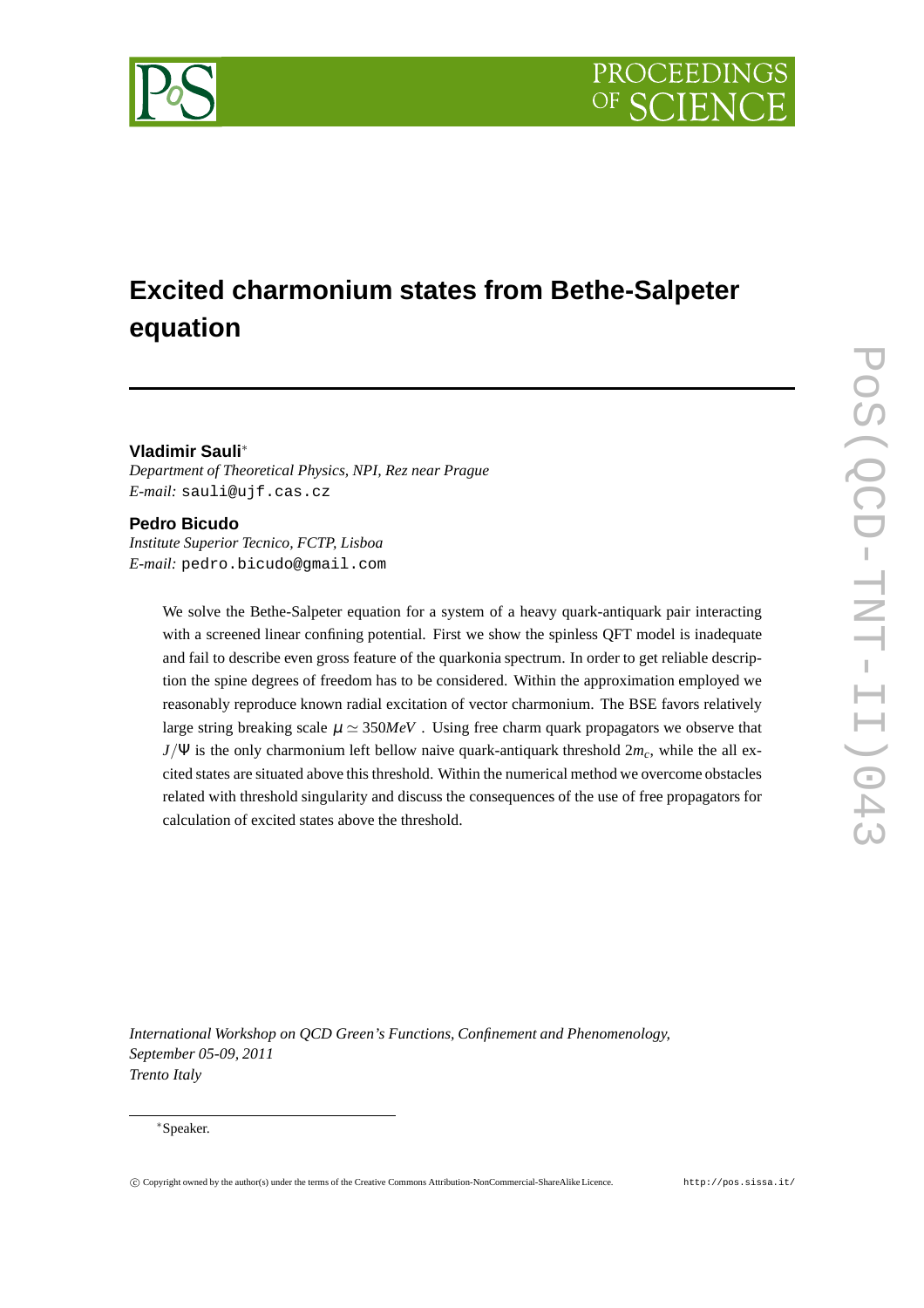# Excited charmonium states from Bethe-Salpeter equation

**Vladimir Sauli**[*]

*Department of Theoretical Physics, NPI, Rez near Prague*
*E-mail:* sauli@ujf.cas.cz

**Pedro Bicudo**

*Institute Superior Tecnico, FCTP, Lisboa*
*E-mail:* pedro.bicudo@gmail.com

We solve the Bethe-Salpeter equation for a system of a heavy quark-antiquark pair interacting with a screened linear confining potential. First we show the spinless QFT model is inadequate and fail to describe even gross feature of the quarkonia spectrum. In order to get reliable description the spine degrees of freedom has to be considered. Within the approximation employed we reasonably reproduce known radial excitation of vector charmonium. The BSE favors relatively large string breaking scale $\mu \simeq 350 MeV$ . Using free charm quark propagators we observe that $J/\Psi$ is the only charmonium left bellow naive quark-antiquark threshold $2m_c$, while the all excited states are situated above this threshold. Within the numerical method we overcome obstacles related with threshold singularity and discuss the consequences of the use of free propagators for calculation of excited states above the threshold.

*International Workshop on QCD Green's Functions, Confinement and Phenomenology,*
*September 05-09, 2011*
*Trento Italy*

[*]Speaker.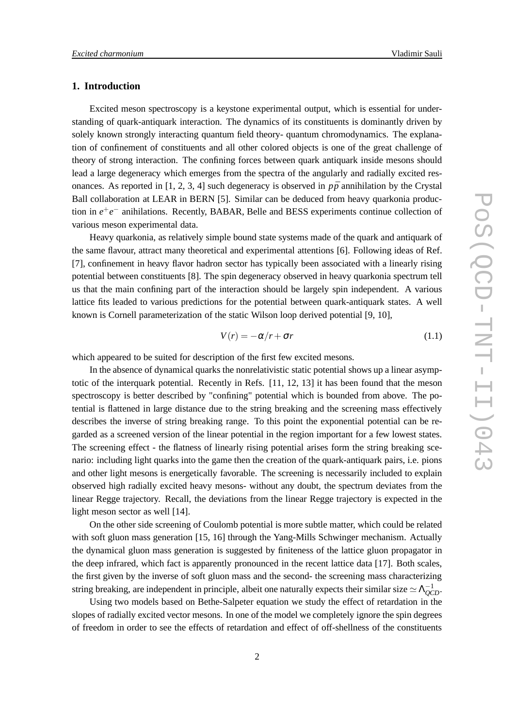## 1. Introduction

Excited meson spectroscopy is a keystone experimental output, which is essential for understanding of quark-antiquark interaction. The dynamics of its constituents is dominantly driven by solely known strongly interacting quantum field theory- quantum chromodynamics. The explanation of confinement of constituents and all other colored objects is one of the great challenge of theory of strong interaction. The confining forces between quark antiquark inside mesons should lead a large degeneracy which emerges from the spectra of the angularly and radially excited resonances. As reported in [1, 2, 3, 4] such degeneracy is observed in $p\bar{p}$ annihilation by the Crystal Ball collaboration at LEAR in BERN [5]. Similar can be deduced from heavy quarkonia production in $e^+e^-$ anihilations. Recently, BABAR, Belle and BESS experiments continue collection of various meson experimental data.

Heavy quarkonia, as relatively simple bound state systems made of the quark and antiquark of the same flavour, attract many theoretical and experimental attentions [6]. Following ideas of Ref. [7], confinement in heavy flavor hadron sector has typically been associated with a linearly rising potential between constituents [8]. The spin degeneracy observed in heavy quarkonia spectrum tell us that the main confining part of the interaction should be largely spin independent. A various lattice fits leaded to various predictions for the potential between quark-antiquark states. A well known is Cornell parameterization of the static Wilson loop derived potential [9, 10],

$$V(r) = -\alpha/r + \sigma r \tag{1.1}$$

which appeared to be suited for description of the first few excited mesons.

In the absence of dynamical quarks the nonrelativistic static potential shows up a linear asymptotic of the interquark potential. Recently in Refs. [11, 12, 13] it has been found that the meson spectroscopy is better described by "confining" potential which is bounded from above. The potential is flattened in large distance due to the string breaking and the screening mass effectively describes the inverse of string breaking range. To this point the exponential potential can be regarded as a screened version of the linear potential in the region important for a few lowest states. The screening effect - the flatness of linearly rising potential arises form the string breaking scenario: including light quarks into the game then the creation of the quark-antiquark pairs, i.e. pions and other light mesons is energetically favorable. The screening is necessarily included to explain observed high radially excited heavy mesons- without any doubt, the spectrum deviates from the linear Regge trajectory. Recall, the deviations from the linear Regge trajectory is expected in the light meson sector as well [14].

On the other side screening of Coulomb potential is more subtle matter, which could be related with soft gluon mass generation [15, 16] through the Yang-Mills Schwinger mechanism. Actually the dynamical gluon mass generation is suggested by finiteness of the lattice gluon propagator in the deep infrared, which fact is apparently pronounced in the recent lattice data [17]. Both scales, the first given by the inverse of soft gluon mass and the second- the screening mass characterizing string breaking, are independent in principle, albeit one naturally expects their similar size $\simeq \Lambda_{QCD}^{-1}$.

Using two models based on Bethe-Salpeter equation we study the effect of retardation in the slopes of radially excited vector mesons. In one of the model we completely ignore the spin degrees of freedom in order to see the effects of retardation and effect of off-shellness of the constituents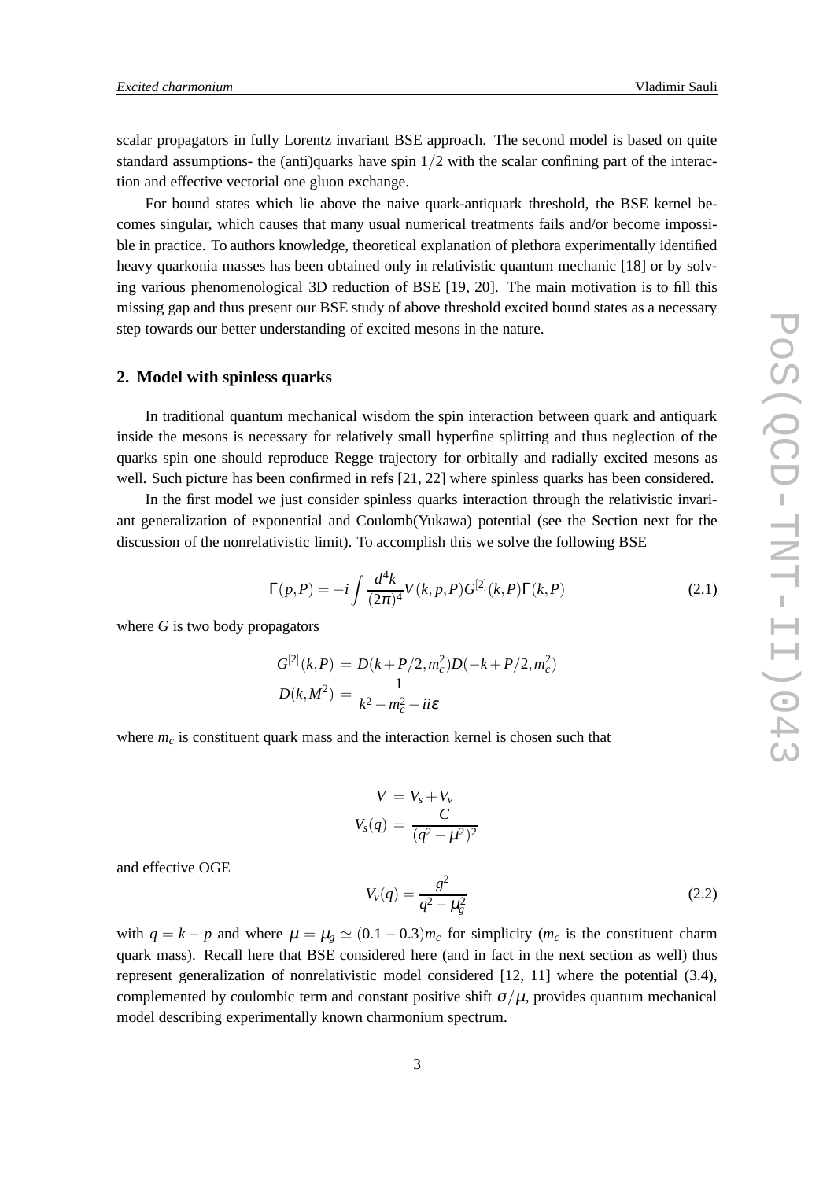scalar propagators in fully Lorentz invariant BSE approach. The second model is based on quite standard assumptions- the (anti)quarks have spin $1/2$ with the scalar confining part of the interaction and effective vectorial one gluon exchange.

For bound states which lie above the naive quark-antiquark threshold, the BSE kernel becomes singular, which causes that many usual numerical treatments fails and/or become impossible in practice. To authors knowledge, theoretical explanation of plethora experimentally identified heavy quarkonia masses has been obtained only in relativistic quantum mechanic [18] or by solving various phenomenological 3D reduction of BSE [19, 20]. The main motivation is to fill this missing gap and thus present our BSE study of above threshold excited bound states as a necessary step towards our better understanding of excited mesons in the nature.

## 2. Model with spinless quarks

In traditional quantum mechanical wisdom the spin interaction between quark and antiquark inside the mesons is necessary for relatively small hyperfine splitting and thus neglection of the quarks spin one should reproduce Regge trajectory for orbitally and radially excited mesons as well. Such picture has been confirmed in refs [21, 22] where spinless quarks has been considered.

In the first model we just consider spinless quarks interaction through the relativistic invariant generalization of exponential and Coulomb(Yukawa) potential (see the Section next for the discussion of the nonrelativistic limit). To accomplish this we solve the following BSE

$$\Gamma(p,P) = -i\int \frac{d^4k}{(2\pi)^4} V(k,p,P) G^{[2]}(k,P)\Gamma(k,P) \tag{2.1}$$

where $G$ is two body propagators

$$\begin{aligned} G^{[2]}(k,P) &= D(k+P/2,m_c^2)D(-k+P/2,m_c^2) \\ D(k,M^2) &= \frac{1}{k^2-m_c^2-ii\varepsilon} \end{aligned}$$

where $m_c$ is constituent quark mass and the interaction kernel is chosen such that

$$\begin{aligned} V &= V_s + V_v \\ V_s(q) &= \frac{C}{(q^2-\mu^2)^2} \end{aligned}$$

and effective OGE

$$V_v(q) = \frac{g^2}{q^2-\mu_g^2} \tag{2.2}$$

with $q = k-p$ and where $\mu = \mu_g \simeq (0.1-0.3)m_c$ for simplicity ($m_c$ is the constituent charm quark mass). Recall here that BSE considered here (and in fact in the next section as well) thus represent generalization of nonrelativistic model considered [12, 11] where the potential (3.4), complemented by coulombic term and constant positive shift $\sigma/\mu$, provides quantum mechanical model describing experimentally known charmonium spectrum.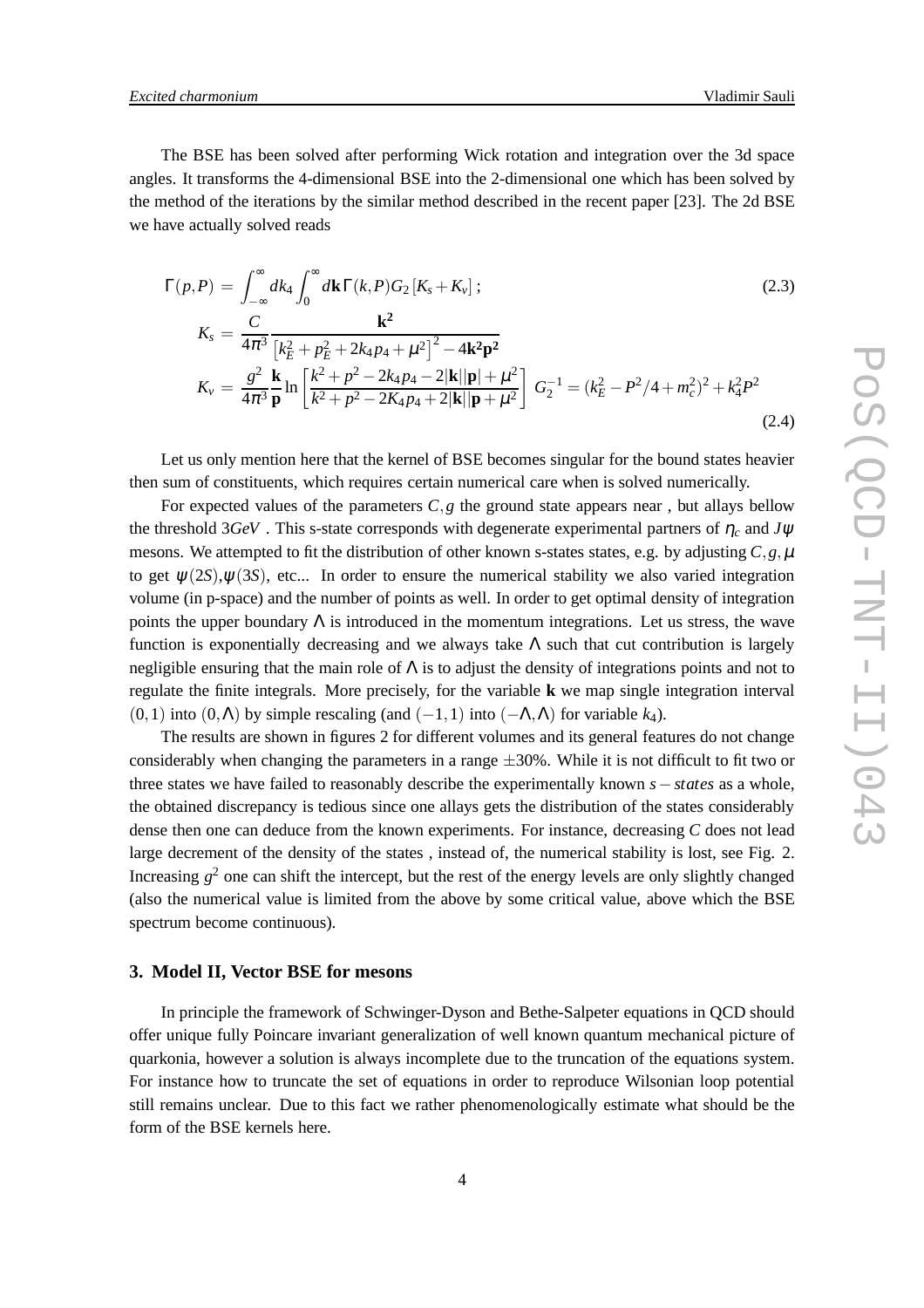The BSE has been solved after performing Wick rotation and integration over the 3d space angles. It transforms the 4-dimensional BSE into the 2-dimensional one which has been solved by the method of the iterations by the similar method described in the recent paper [23]. The 2d BSE we have actually solved reads

$$\Gamma(p,P) = \int_{-\infty}^{\infty} dk_4 \int_0^{\infty} d\mathbf{k}\, \Gamma(k,P) G_2 \left[K_s + K_v\right]; \tag{2.3}$$

$$K_s = \frac{C}{4\pi^3} \frac{\mathbf{k^2}}{\left[k_E^2 + p_E^2 + 2k_4 p_4 + \mu^2\right]^2 - 4\mathbf{k^2 p^2}}$$

$$K_v = \frac{g^2}{4\pi^3} \frac{\mathbf{k}}{\mathbf{p}} \ln\left[\frac{k^2 + p^2 - 2k_4 p_4 - 2|\mathbf{k}||\mathbf{p}| + \mu^2}{k^2 + p^2 - 2K_4 p_4 + 2|\mathbf{k}||\mathbf{p} + \mu^2}\right] \; G_2^{-1} = (k_E^2 - P^2/4 + m_c^2)^2 + k_4^2 P^2 \tag{2.4}$$

Let us only mention here that the kernel of BSE becomes singular for the bound states heavier then sum of constituents, which requires certain numerical care when is solved numerically.

For expected values of the parameters $C, g$ the ground state appears near , but allays bellow the threshold $3GeV$ . This s-state corresponds with degenerate experimental partners of $\eta_c$ and $J\psi$ mesons. We attempted to fit the distribution of other known s-states states, e.g. by adjusting $C, g, \mu$ to get $\psi(2S), \psi(3S)$, etc... In order to ensure the numerical stability we also varied integration volume (in p-space) and the number of points as well. In order to get optimal density of integration points the upper boundary $\Lambda$ is introduced in the momentum integrations. Let us stress, the wave function is exponentially decreasing and we always take $\Lambda$ such that cut contribution is largely negligible ensuring that the main role of $\Lambda$ is to adjust the density of integrations points and not to regulate the finite integrals. More precisely, for the variable $\mathbf{k}$ we map single integration interval $(0,1)$ into $(0,\Lambda)$ by simple rescaling (and $(-1,1)$ into $(-\Lambda,\Lambda)$ for variable $k_4$).

The results are shown in figures 2 for different volumes and its general features do not change considerably when changing the parameters in a range $\pm 30\%$. While it is not difficult to fit two or three states we have failed to reasonably describe the experimentally known $s-states$ as a whole, the obtained discrepancy is tedious since one allays gets the distribution of the states considerably dense then one can deduce from the known experiments. For instance, decreasing $C$ does not lead large decrement of the density of the states , instead of, the numerical stability is lost, see Fig. 2. Increasing $g^2$ one can shift the intercept, but the rest of the energy levels are only slightly changed (also the numerical value is limited from the above by some critical value, above which the BSE spectrum become continuous).

## 3. Model II, Vector BSE for mesons

In principle the framework of Schwinger-Dyson and Bethe-Salpeter equations in QCD should offer unique fully Poincare invariant generalization of well known quantum mechanical picture of quarkonia, however a solution is always incomplete due to the truncation of the equations system. For instance how to truncate the set of equations in order to reproduce Wilsonian loop potential still remains unclear. Due to this fact we rather phenomenologically estimate what should be the form of the BSE kernels here.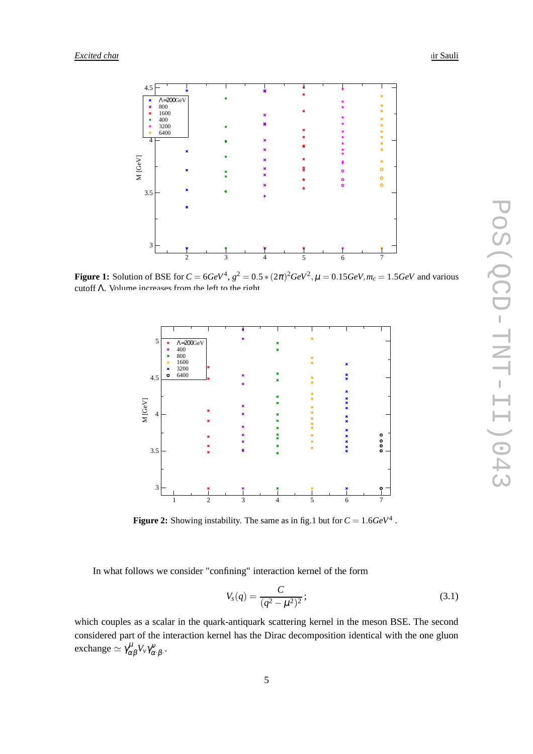**Figure 1:** Solution of BSE for $C = 6GeV^4$, $g^2 = 0.5*(2\pi)^2GeV^2$, $\mu = 0.15GeV, m_c = 1.5GeV$ and various cutoff $\Lambda$. Volume increases from the left to the right

**Figure 2:** Showing instability. The same as in fig.1 but for $C = 1.6GeV^4$ .

In what follows we consider "confining" interaction kernel of the form

$$V_s(q) = \frac{C}{(q^2-\mu^2)^2}; \tag{3.1}$$

which couples as a scalar in the quark-antiquark scattering kernel in the meson BSE. The second considered part of the interaction kernel has the Dirac decomposition identical with the one gluon exchange $\simeq \gamma^{\mu}_{\alpha\beta} V_{\nu} \gamma^{\nu}_{\alpha\cdot\beta\cdot}$.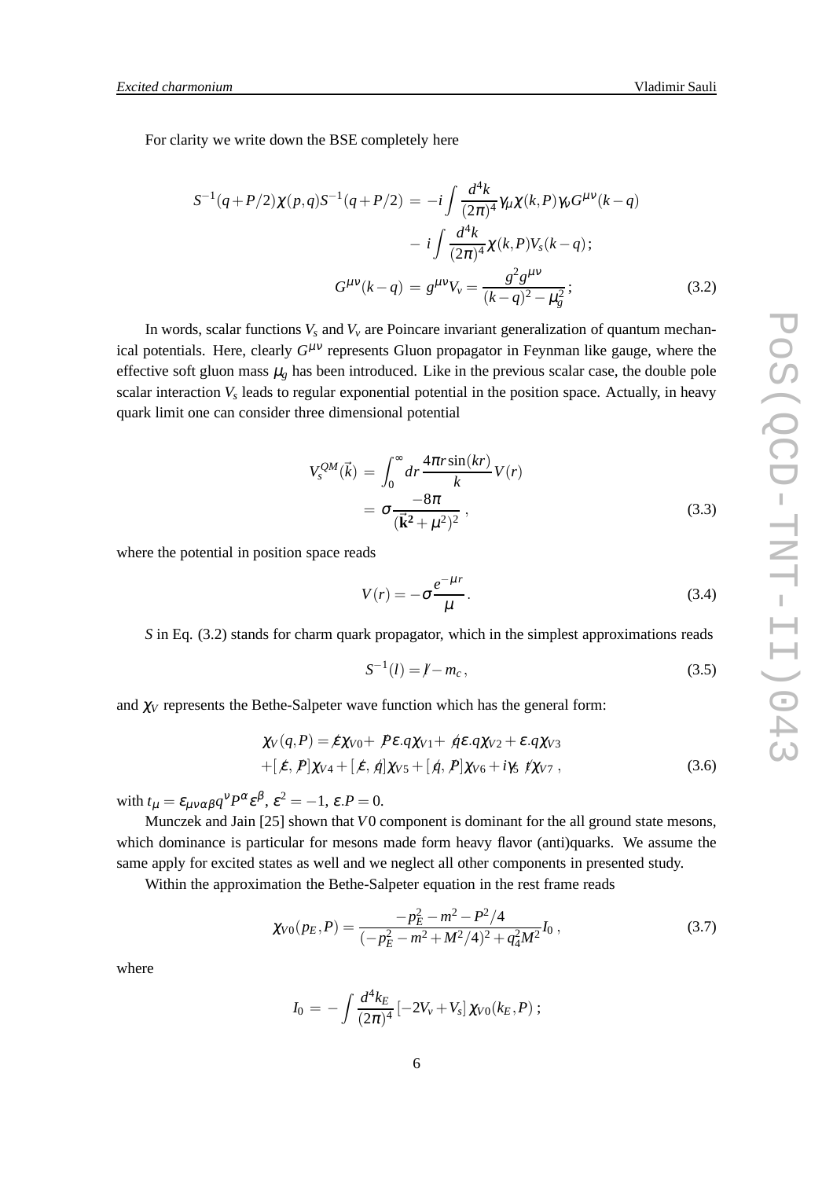For clarity we write down the BSE completely here

$$
\begin{aligned}
S^{-1}(q+P/2)\chi(p,q)S^{-1}(q+P/2) &= -i\int \frac{d^4k}{(2\pi)^4}\gamma_\mu \chi(k,P)\gamma_\nu G^{\mu\nu}(k-q) \\
&- i\int \frac{d^4k}{(2\pi)^4}\chi(k,P)V_s(k-q)\,; \\
G^{\mu\nu}(k-q) &= g^{\mu\nu}V_v = \frac{g^2 g^{\mu\nu}}{(k-q)^2-\mu_g^2}\,;
\end{aligned}
\tag{3.2}
$$

In words, scalar functions $V_s$ and $V_v$ are Poincare invariant generalization of quantum mechanical potentials. Here, clearly $G^{\mu\nu}$ represents Gluon propagator in Feynman like gauge, where the effective soft gluon mass $\mu_g$ has been introduced. Like in the previous scalar case, the double pole scalar interaction $V_s$ leads to regular exponential potential in the position space. Actually, in heavy quark limit one can consider three dimensional potential

$$
\begin{aligned}
V_s^{QM}(\vec{k}) &= \int_0^\infty dr\,\frac{4\pi r\sin(kr)}{k}V(r) \\
&= \sigma\frac{-8\pi}{(\vec{\mathbf{k}}^2+\mu^2)^2}\,,
\end{aligned}
\tag{3.3}
$$

where the potential in position space reads

$$
V(r) = -\sigma\frac{e^{-\mu r}}{\mu}\,. \tag{3.4}
$$

$S$ in Eq. (3.2) stands for charm quark propagator, which in the simplest approximations reads

$$
S^{-1}(l) = \not{l} - m_c\,, \tag{3.5}
$$

and $\chi_V$ represents the Bethe-Salpeter wave function which has the general form:

$$
\begin{aligned}
&\chi_V(q,P) = \not{\varepsilon}\chi_{V0} + \not{P}\varepsilon.q\chi_{V1} + \not{q}\varepsilon.q\chi_{V2} + \varepsilon.q\chi_{V3} \\
&+[\not{\varepsilon},\not{P}]\chi_{V4} + [\not{\varepsilon},\not{q}]\chi_{V5} + [\not{q},\not{P}]\chi_{V6} + i\gamma_5\not{t}\chi_{V7}\,,
\end{aligned}
\tag{3.6}
$$

with $t_\mu = \varepsilon_{\mu\nu\alpha\beta}q^\nu P^\alpha \varepsilon^\beta$, $\varepsilon^2 = -1$, $\varepsilon.P = 0$.

Munczek and Jain [25] shown that $V0$ component is dominant for the all ground state mesons, which dominance is particular for mesons made form heavy flavor (anti)quarks. We assume the same apply for excited states as well and we neglect all other components in presented study.

Within the approximation the Bethe-Salpeter equation in the rest frame reads

$$
\chi_{V0}(p_E,P) = \frac{-p_E^2-m^2-P^2/4}{(-p_E^2-m^2+M^2/4)^2+q_4^2M^2}I_0\,, \tag{3.7}
$$

where

$$
I_0 = -\int\frac{d^4k_E}{(2\pi)^4}\left[-2V_v+V_s\right]\chi_{V0}(k_E,P)\,;
$$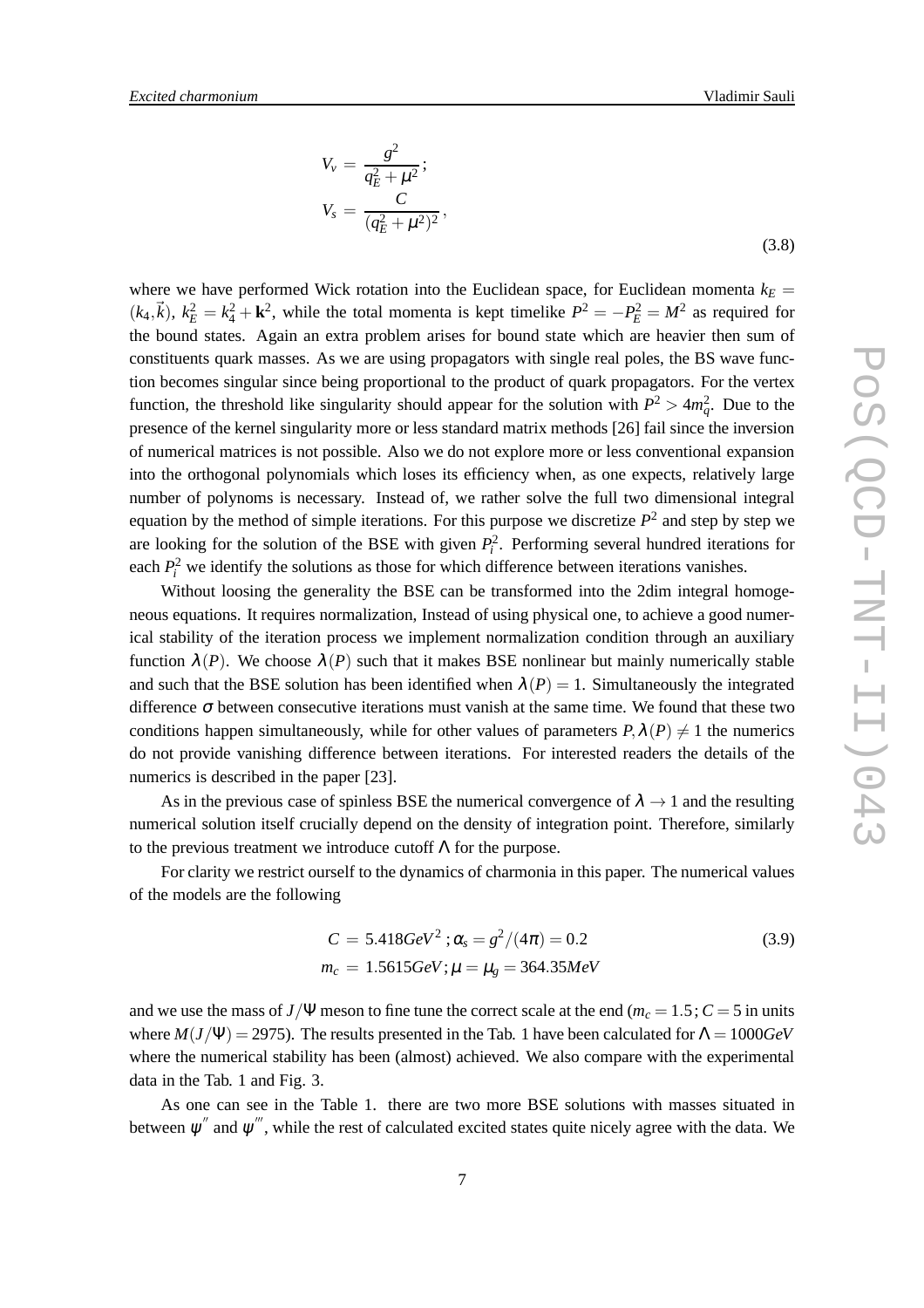$$
\begin{aligned}
V_v &= \frac{g^2}{q_E^2+\mu^2}\,; \\
V_s &= \frac{C}{(q_E^2+\mu^2)^2}\,,
\end{aligned}
\tag{3.8}
$$

where we have performed Wick rotation into the Euclidean space, for Euclidean momenta $k_E = (k_4,\vec{k})$, $k_E^2 = k_4^2+\mathbf{k}^2$, while the total momenta is kept timelike $P^2 = -P_E^2 = M^2$ as required for the bound states. Again an extra problem arises for bound state which are heavier then sum of constituents quark masses. As we are using propagators with single real poles, the BS wave function becomes singular since being proportional to the product of quark propagators. For the vertex function, the threshold like singularity should appear for the solution with $P^2 > 4m_q^2$. Due to the presence of the kernel singularity more or less standard matrix methods [26] fail since the inversion of numerical matrices is not possible. Also we do not explore more or less conventional expansion into the orthogonal polynomials which loses its efficiency when, as one expects, relatively large number of polynoms is necessary. Instead of, we rather solve the full two dimensional integral equation by the method of simple iterations. For this purpose we discretize $P^2$ and step by step we are looking for the solution of the BSE with given $P_i^2$. Performing several hundred iterations for each $P_i^2$ we identify the solutions as those for which difference between iterations vanishes.

Without loosing the generality the BSE can be transformed into the 2dim integral homogeneous equations. It requires normalization, Instead of using physical one, to achieve a good numerical stability of the iteration process we implement normalization condition through an auxiliary function $\lambda(P)$. We choose $\lambda(P)$ such that it makes BSE nonlinear but mainly numerically stable and such that the BSE solution has been identified when $\lambda(P) = 1$. Simultaneously the integrated difference $\sigma$ between consecutive iterations must vanish at the same time. We found that these two conditions happen simultaneously, while for other values of parameters $P, \lambda(P) \neq 1$ the numerics do not provide vanishing difference between iterations. For interested readers the details of the numerics is described in the paper [23].

As in the previous case of spinless BSE the numerical convergence of $\lambda \to 1$ and the resulting numerical solution itself crucially depend on the density of integration point. Therefore, similarly to the previous treatment we introduce cutoff $\Lambda$ for the purpose.

For clarity we restrict ourself to the dynamics of charmonia in this paper. The numerical values of the models are the following

$$
\begin{aligned}
C &= 5.418 GeV^2\,; \alpha_s = g^2/(4\pi) = 0.2 \\
m_c &= 1.5615 GeV; \mu = \mu_g = 364.35 MeV
\end{aligned}
\tag{3.9}
$$

and we use the mass of $J/\Psi$ meson to fine tune the correct scale at the end ($m_c = 1.5; C = 5$ in units where $M(J/\Psi) = 2975$). The results presented in the Tab. 1 have been calculated for $\Lambda = 1000 GeV$ where the numerical stability has been (almost) achieved. We also compare with the experimental data in the Tab. 1 and Fig. 3.

As one can see in the Table 1. there are two more BSE solutions with masses situated in between $\psi''$ and $\psi'''$, while the rest of calculated excited states quite nicely agree with the data. We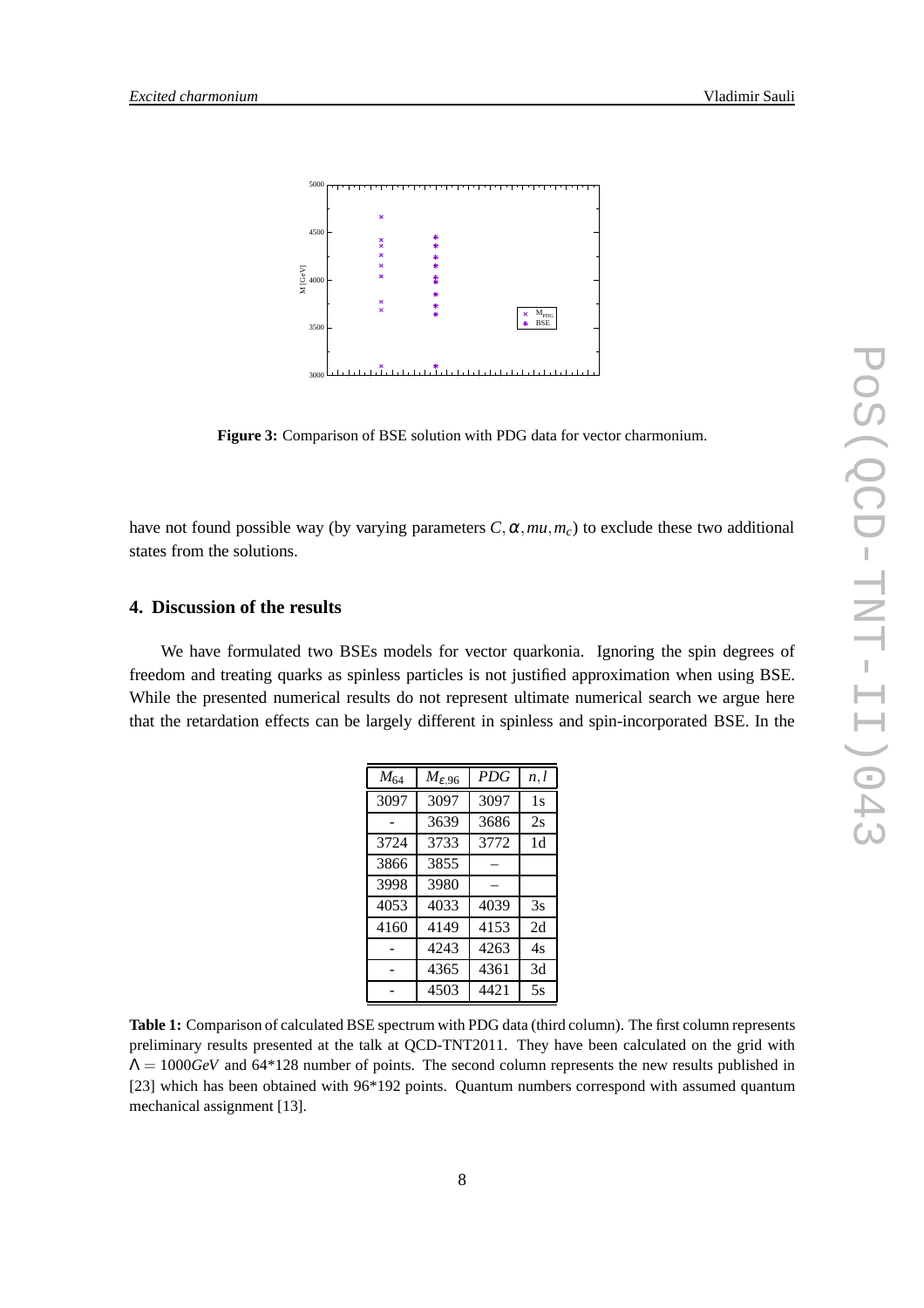Figure 3: Comparison of BSE solution with PDG data for vector charmonium.

have not found possible way (by varying parameters $C, \alpha, mu, m_c$) to exclude these two additional states from the solutions.

## 4. Discussion of the results

We have formulated two BSEs models for vector quarkonia. Ignoring the spin degrees of freedom and treating quarks as spinless particles is not justified approximation when using BSE. While the presented numerical results do not represent ultimate numerical search we argue here that the retardation effects can be largely different in spinless and spin-incorporated BSE. In the

| $M_{64}$ | $M_{\varepsilon,96}$ | *PDG* | $n,l$ |
|---|---|---|---|
| 3097 | 3097 | 3097 | 1s |
| - | 3639 | 3686 | 2s |
| 3724 | 3733 | 3772 | 1d |
| 3866 | 3855 | – | |
| 3998 | 3980 | – | |
| 4053 | 4033 | 4039 | 3s |
| 4160 | 4149 | 4153 | 2d |
| - | 4243 | 4263 | 4s |
| - | 4365 | 4361 | 3d |
| - | 4503 | 4421 | 5s |

**Table 1:** Comparison of calculated BSE spectrum with PDG data (third column). The first column represents preliminary results presented at the talk at QCD-TNT2011. They have been calculated on the grid with $\Lambda = 1000 GeV$ and 64*128 number of points. The second column represents the new results published in [23] which has been obtained with 96*192 points. Quantum numbers correspond with assumed quantum mechanical assignment [13].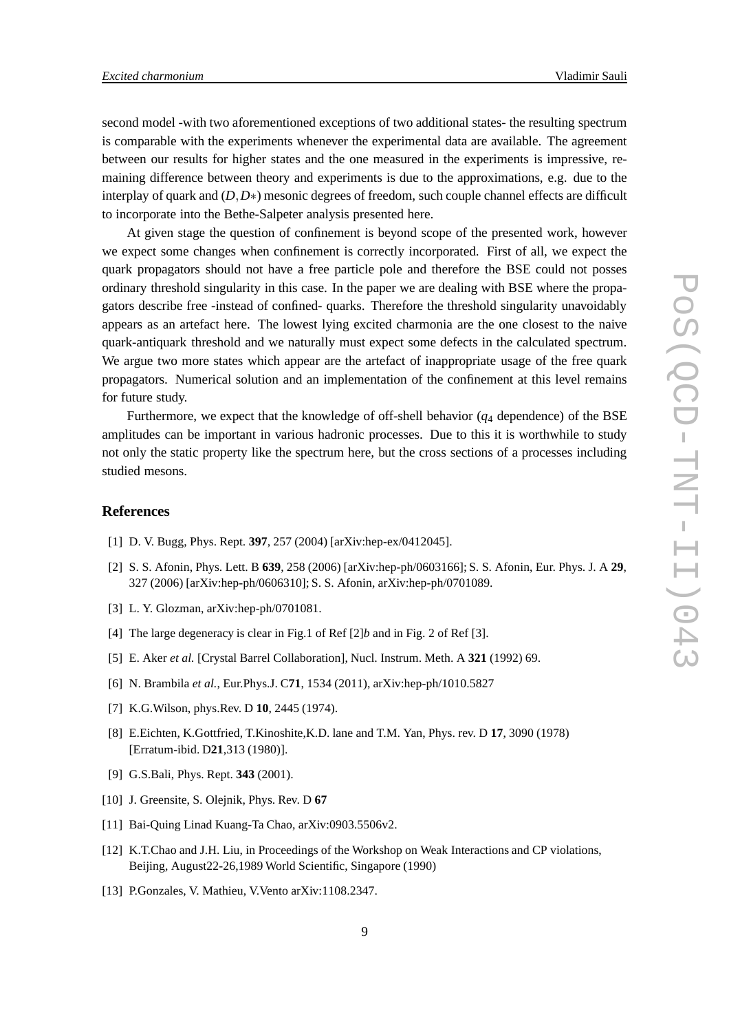second model -with two aforementioned exceptions of two additional states- the resulting spectrum is comparable with the experiments whenever the experimental data are available. The agreement between our results for higher states and the one measured in the experiments is impressive, remaining difference between theory and experiments is due to the approximations, e.g. due to the interplay of quark and $(D, D*)$ mesonic degrees of freedom, such couple channel effects are difficult to incorporate into the Bethe-Salpeter analysis presented here.

At given stage the question of confinement is beyond scope of the presented work, however we expect some changes when confinement is correctly incorporated. First of all, we expect the quark propagators should not have a free particle pole and therefore the BSE could not posses ordinary threshold singularity in this case. In the paper we are dealing with BSE where the propagators describe free -instead of confined- quarks. Therefore the threshold singularity unavoidably appears as an artefact here. The lowest lying excited charmonia are the one closest to the naive quark-antiquark threshold and we naturally must expect some defects in the calculated spectrum. We argue two more states which appear are the artefact of inappropriate usage of the free quark propagators. Numerical solution and an implementation of the confinement at this level remains for future study.

Furthermore, we expect that the knowledge of off-shell behavior ($q_4$ dependence) of the BSE amplitudes can be important in various hadronic processes. Due to this it is worthwhile to study not only the static property like the spectrum here, but the cross sections of a processes including studied mesons.

## References

[1] D. V. Bugg, Phys. Rept. **397**, 257 (2004) [arXiv:hep-ex/0412045].

[2] S. S. Afonin, Phys. Lett. B **639**, 258 (2006) [arXiv:hep-ph/0603166]; S. S. Afonin, Eur. Phys. J. A **29**, 327 (2006) [arXiv:hep-ph/0606310]; S. S. Afonin, arXiv:hep-ph/0701089.

[3] L. Y. Glozman, arXiv:hep-ph/0701081.

[4] The large degeneracy is clear in Fig.1 of Ref [2]*b* and in Fig. 2 of Ref [3].

[5] E. Aker *et al.* [Crystal Barrel Collaboration], Nucl. Instrum. Meth. A **321** (1992) 69.

[6] N. Brambila *et al.*, Eur.Phys.J. C**71**, 1534 (2011), arXiv:hep-ph/1010.5827

[7] K.G.Wilson, phys.Rev. D **10**, 2445 (1974).

[8] E.Eichten, K.Gottfried, T.Kinoshite,K.D. lane and T.M. Yan, Phys. rev. D **17**, 3090 (1978) [Erratum-ibid. D**21**,313 (1980)].

[9] G.S.Bali, Phys. Rept. **343** (2001).

[10] J. Greensite, S. Olejnik, Phys. Rev. D **67**

[11] Bai-Quing Linad Kuang-Ta Chao, arXiv:0903.5506v2.

[12] K.T.Chao and J.H. Liu, in Proceedings of the Workshop on Weak Interactions and CP violations, Beijing, August22-26,1989 World Scientific, Singapore (1990)

[13] P.Gonzales, V. Mathieu, V.Vento arXiv:1108.2347.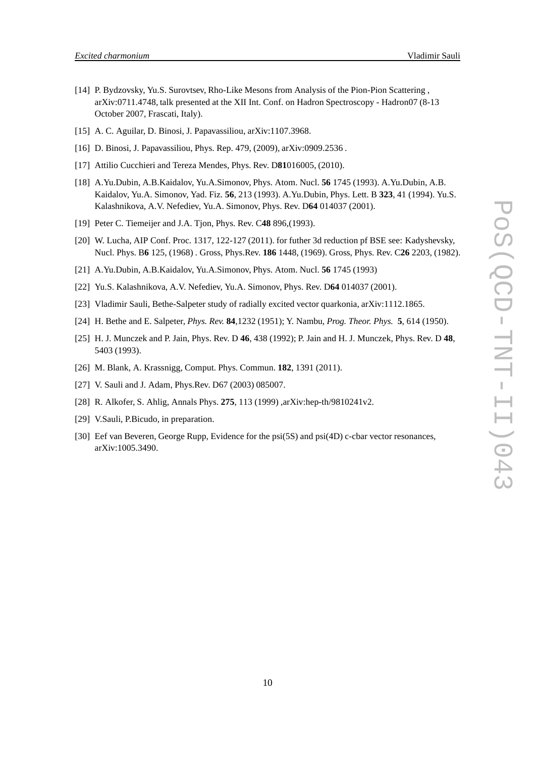[14] P. Bydzovsky, Yu.S. Surovtsev, Rho-Like Mesons from Analysis of the Pion-Pion Scattering , arXiv:0711.4748, talk presented at the XII Int. Conf. on Hadron Spectroscopy - Hadron07 (8-13 October 2007, Frascati, Italy).

[15] A. C. Aguilar, D. Binosi, J. Papavassiliou, arXiv:1107.3968.

[16] D. Binosi, J. Papavassiliou, Phys. Rep. 479, (2009), arXiv:0909.2536 .

[17] Attilio Cucchieri and Tereza Mendes, Phys. Rev. D**81**016005, (2010).

[18] A.Yu.Dubin, A.B.Kaidalov, Yu.A.Simonov, Phys. Atom. Nucl. **56** 1745 (1993). A.Yu.Dubin, A.B. Kaidalov, Yu.A. Simonov, Yad. Fiz. **56**, 213 (1993). A.Yu.Dubin, Phys. Lett. B **323**, 41 (1994). Yu.S. Kalashnikova, A.V. Nefediev, Yu.A. Simonov, Phys. Rev. D**64** 014037 (2001).

[19] Peter C. Tiemeijer and J.A. Tjon, Phys. Rev. C**48** 896,(1993).

[20] W. Lucha, AIP Conf. Proc. 1317, 122-127 (2011). for futher 3d reduction pf BSE see: Kadyshevsky, Nucl. Phys. B**6** 125, (1968) . Gross, Phys.Rev. **186** 1448, (1969). Gross, Phys. Rev. C**26** 2203, (1982).

[21] A.Yu.Dubin, A.B.Kaidalov, Yu.A.Simonov, Phys. Atom. Nucl. **56** 1745 (1993)

[22] Yu.S. Kalashnikova, A.V. Nefediev, Yu.A. Simonov, Phys. Rev. D**64** 014037 (2001).

[23] Vladimir Sauli, Bethe-Salpeter study of radially excited vector quarkonia, arXiv:1112.1865.

[24] H. Bethe and E. Salpeter, *Phys. Rev.* **84**,1232 (1951); Y. Nambu, *Prog. Theor. Phys.* **5**, 614 (1950).

[25] H. J. Munczek and P. Jain, Phys. Rev. D **46**, 438 (1992); P. Jain and H. J. Munczek, Phys. Rev. D **48**, 5403 (1993).

[26] M. Blank, A. Krassnigg, Comput. Phys. Commun. **182**, 1391 (2011).

[27] V. Sauli and J. Adam, Phys.Rev. D67 (2003) 085007.

[28] R. Alkofer, S. Ahlig, Annals Phys. **275**, 113 (1999) ,arXiv:hep-th/9810241v2.

[29] V.Sauli, P.Bicudo, in preparation.

[30] Eef van Beveren, George Rupp, Evidence for the psi(5S) and psi(4D) c-cbar vector resonances, arXiv:1005.3490.